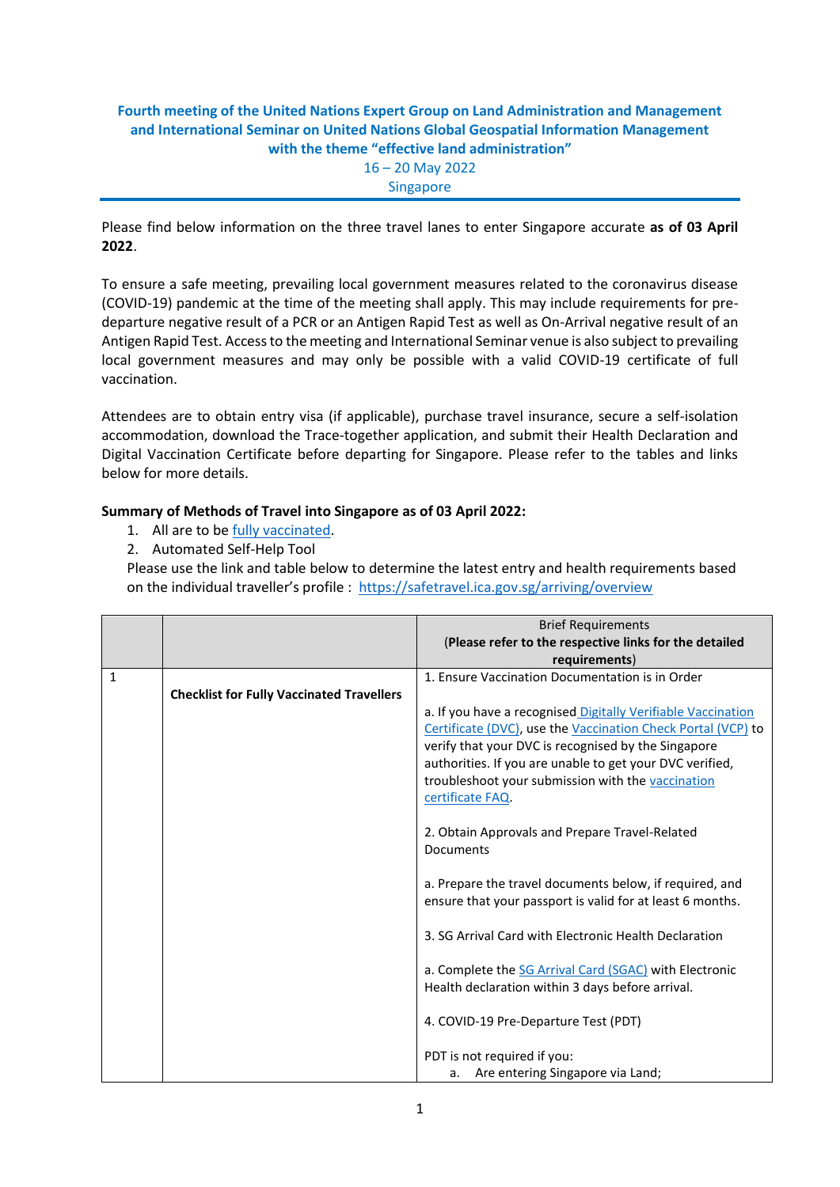**Fourth meeting of the United Nations Expert Group on Land Administration and Management and International Seminar on United Nations Global Geospatial Information Management with the theme "effective land administration"**

16 – 20 May 2022

Singapore

---

Please find below information on the three travel lanes to enter Singapore accurate **as of 03 April 2022**.

To ensure a safe meeting, prevailing local government measures related to the coronavirus disease (COVID-19) pandemic at the time of the meeting shall apply. This may include requirements for pre-departure negative result of a PCR or an Antigen Rapid Test as well as On-Arrival negative result of an Antigen Rapid Test. Access to the meeting and International Seminar venue is also subject to prevailing local government measures and may only be possible with a valid COVID-19 certificate of full vaccination.

Attendees are to obtain entry visa (if applicable), purchase travel insurance, secure a self-isolation accommodation, download the Trace-together application, and submit their Health Declaration and Digital Vaccination Certificate before departing for Singapore. Please refer to the tables and links below for more details.

**Summary of Methods of Travel into Singapore as of 03 April 2022:**

1. All are to be fully vaccinated.
2. Automated Self-Help Tool

Please use the link and table below to determine the latest entry and health requirements based on the individual traveller's profile : https://safetravel.ica.gov.sg/arriving/overview

| | | Brief Requirements **(Please refer to the respective links for the detailed requirements)** |
|---|---|---|
| 1 | **Checklist for Fully Vaccinated Travellers** | 1. Ensure Vaccination Documentation is in Order<br><br>a. If you have a recognised Digitally Verifiable Vaccination Certificate (DVC), use the Vaccination Check Portal (VCP) to verify that your DVC is recognised by the Singapore authorities. If you are unable to get your DVC verified, troubleshoot your submission with the vaccination certificate FAQ.<br><br>2. Obtain Approvals and Prepare Travel-Related Documents<br><br>a. Prepare the travel documents below, if required, and ensure that your passport is valid for at least 6 months.<br><br>3. SG Arrival Card with Electronic Health Declaration<br><br>a. Complete the SG Arrival Card (SGAC) with Electronic Health declaration within 3 days before arrival.<br><br>4. COVID-19 Pre-Departure Test (PDT)<br><br>PDT is not required if you:<br>a. Are entering Singapore via Land; |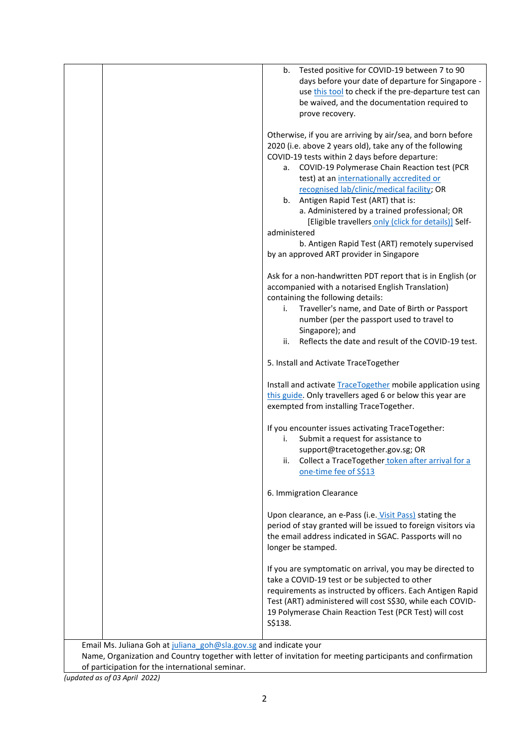| | | |
|---|---|---|
| | | b. Tested positive for COVID-19 between 7 to 90 days before your date of departure for Singapore - use this tool to check if the pre-departure test can be waived, and the documentation required to prove recovery.<br><br>Otherwise, if you are arriving by air/sea, and born before 2020 (i.e. above 2 years old), take any of the following COVID-19 tests within 2 days before departure:<br>a. COVID-19 Polymerase Chain Reaction test (PCR test) at an internationally accredited or recognised lab/clinic/medical facility; OR<br>b. Antigen Rapid Test (ART) that is:<br>a. Administered by a trained professional; OR [Eligible travellers only (click for details)] Self-administered<br>b. Antigen Rapid Test (ART) remotely supervised by an approved ART provider in Singapore<br><br>Ask for a non-handwritten PDT report that is in English (or accompanied with a notarised English Translation) containing the following details:<br>i. Traveller's name, and Date of Birth or Passport number (per the passport used to travel to Singapore); and<br>ii. Reflects the date and result of the COVID-19 test.<br><br>5. Install and Activate TraceTogether<br><br>Install and activate TraceTogether mobile application using this guide. Only travellers aged 6 or below this year are exempted from installing TraceTogether.<br><br>If you encounter issues activating TraceTogether:<br>i. Submit a request for assistance to support@tracetogether.gov.sg; OR<br>ii. Collect a TraceTogether token after arrival for a one-time fee of S$13<br><br>6. Immigration Clearance<br><br>Upon clearance, an e-Pass (i.e. Visit Pass) stating the period of stay granted will be issued to foreign visitors via the email address indicated in SGAC. Passports will no longer be stamped.<br><br>If you are symptomatic on arrival, you may be directed to take a COVID-19 test or be subjected to other requirements as instructed by officers. Each Antigen Rapid Test (ART) administered will cost S$30, while each COVID-19 Polymerase Chain Reaction Test (PCR Test) will cost S$138. |
| Email Ms. Juliana Goh at juliana_goh@sla.gov.sg and indicate your Name, Organization and Country together with letter of invitation for meeting participants and confirmation of participation for the international seminar. | | |

*(updated as of 03 April 2022)*